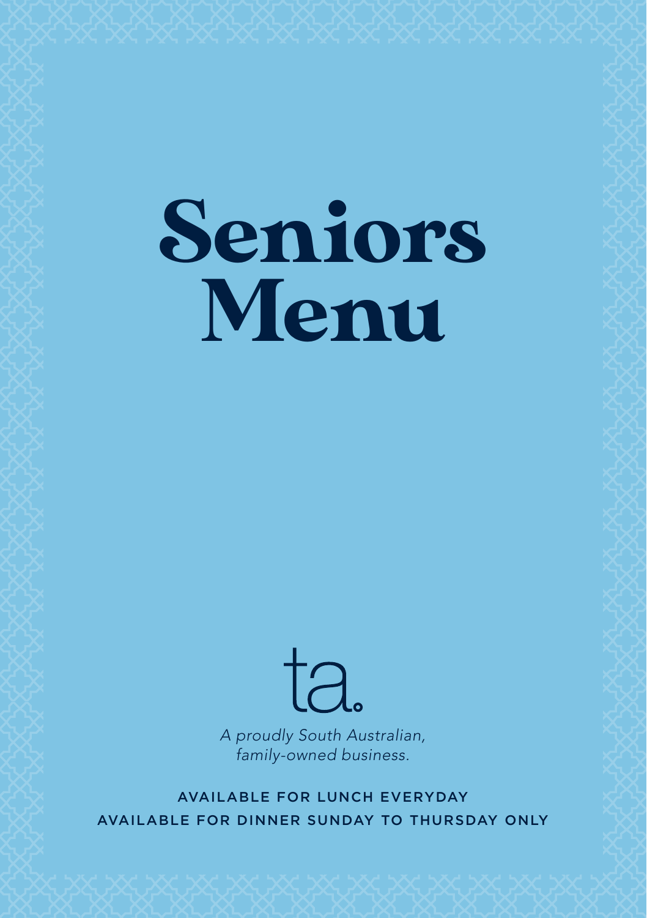# Seniors Menu

ta.

*A proudly South Australian, family-owned business.*

AVAILABLE FOR LUNCH EVERYDAY

AVAILABLE FOR DINNER SUNDAY TO THURSDAY ONLY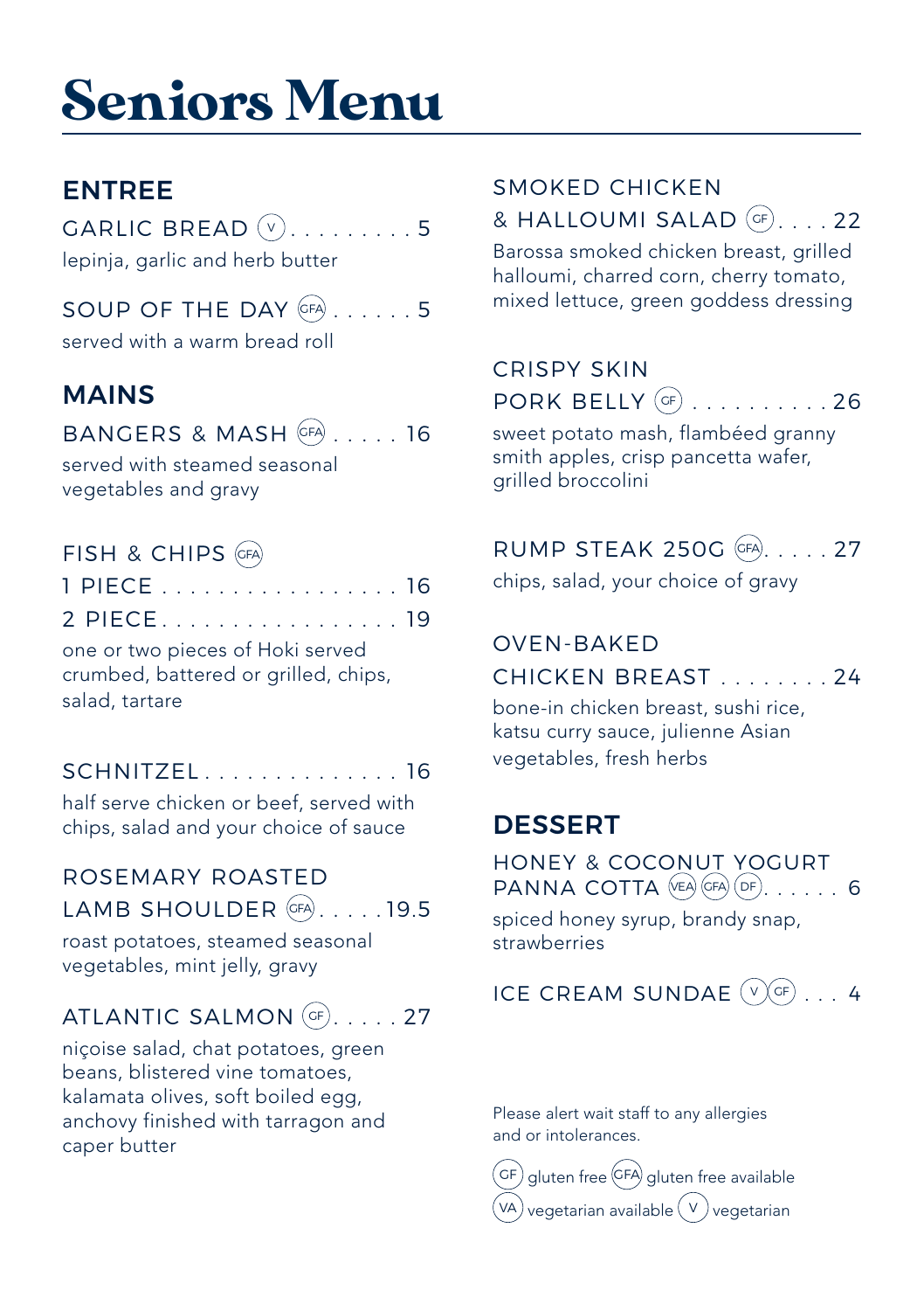# Seniors Menu

## ENTREE

GARLIC BREAD (V) . . . . . . . . . 5
lepinja, garlic and herb butter

SOUP OF THE DAY (GFA) . . . . . . 5
served with a warm bread roll

## MAINS

BANGERS & MASH (GFA) . . . . . 16
served with steamed seasonal vegetables and gravy

FISH & CHIPS (GFA)
1 PIECE . . . . . . . . . . . . . . . . . 16
2 PIECE. . . . . . . . . . . . . . . . . 19
one or two pieces of Hoki served crumbed, battered or grilled, chips, salad, tartare

SCHNITZEL . . . . . . . . . . . . . . 16
half serve chicken or beef, served with chips, salad and your choice of sauce

ROSEMARY ROASTED LAMB SHOULDER (GFA) . . . . .19.5
roast potatoes, steamed seasonal vegetables, mint jelly, gravy

ATLANTIC SALMON (GF). . . . . 27
niçoise salad, chat potatoes, green beans, blistered vine tomatoes, kalamata olives, soft boiled egg, anchovy finished with tarragon and caper butter

SMOKED CHICKEN & HALLOUMI SALAD (GF). . . . 22
Barossa smoked chicken breast, grilled halloumi, charred corn, cherry tomato, mixed lettuce, green goddess dressing

CRISPY SKIN PORK BELLY (GF) . . . . . . . . . . 26
sweet potato mash, flambéed granny smith apples, crisp pancetta wafer, grilled broccolini

RUMP STEAK 250G (GFA). . . . . 27
chips, salad, your choice of gravy

OVEN-BAKED CHICKEN BREAST . . . . . . . . 24
bone-in chicken breast, sushi rice, katsu curry sauce, julienne Asian vegetables, fresh herbs

## DESSERT

HONEY & COCONUT YOGURT PANNA COTTA (VEA)(GFA)(DF). . . . . . 6
spiced honey syrup, brandy snap, strawberries

ICE CREAM SUNDAE (V)(GF) . . . 4

Please alert wait staff to any allergies and or intolerances.

(GF) gluten free (GFA) gluten free available
(VA) vegetarian available (V) vegetarian